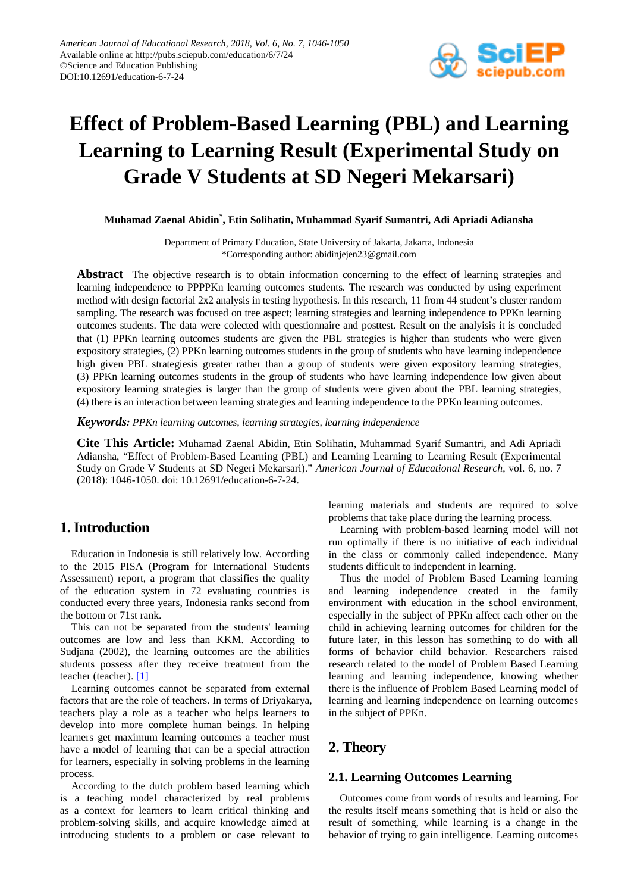# Effect of Problem-Based Learning (PBL) and Learning Learning to Learning Result (Experimental Study on Grade V Students at SD Negeri Mekarsari)

**Muhamad Zaenal Abidin*, Etin Solihatin, Muhammad Syarif Sumantri, Adi Apriadi Adiansha**

Department of Primary Education, State University of Jakarta, Jakarta, Indonesia
*Corresponding author: abidinjejen23@gmail.com

**Abstract** The objective research is to obtain information concerning to the effect of learning strategies and learning independence to PPPPKn learning outcomes students. The research was conducted by using experiment method with design factorial 2x2 analysis in testing hypothesis. In this research, 11 from 44 student's cluster random sampling. The research was focused on tree aspect; learning strategies and learning independence to PPKn learning outcomes students. The data were colected with questionnaire and posttest. Result on the analyisis it is concluded that (1) PPKn learning outcomes students are given the PBL strategies is higher than students who were given expository strategies, (2) PPKn learning outcomes students in the group of students who have learning independence high given PBL strategiesis greater rather than a group of students were given expository learning strategies, (3) PPKn learning outcomes students in the group of students who have learning independence low given about expository learning strategies is larger than the group of students were given about the PBL learning strategies, (4) there is an interaction between learning strategies and learning independence to the PPKn learning outcomes.

***Keywords:*** *PPKn learning outcomes, learning strategies, learning independence*

**Cite This Article:** Muhamad Zaenal Abidin, Etin Solihatin, Muhammad Syarif Sumantri, and Adi Apriadi Adiansha, "Effect of Problem-Based Learning (PBL) and Learning Learning to Learning Result (Experimental Study on Grade V Students at SD Negeri Mekarsari)." *American Journal of Educational Research*, vol. 6, no. 7 (2018): 1046-1050. doi: 10.12691/education-6-7-24.

## 1. Introduction

Education in Indonesia is still relatively low. According to the 2015 PISA (Program for International Students Assessment) report, a program that classifies the quality of the education system in 72 evaluating countries is conducted every three years, Indonesia ranks second from the bottom or 71st rank.

This can not be separated from the students' learning outcomes are low and less than KKM. According to Sudjana (2002), the learning outcomes are the abilities students possess after they receive treatment from the teacher (teacher). [1]

Learning outcomes cannot be separated from external factors that are the role of teachers. In terms of Driyakarya, teachers play a role as a teacher who helps learners to develop into more complete human beings. In helping learners get maximum learning outcomes a teacher must have a model of learning that can be a special attraction for learners, especially in solving problems in the learning process.

According to the dutch problem based learning which is a teaching model characterized by real problems as a context for learners to learn critical thinking and problem-solving skills, and acquire knowledge aimed at introducing students to a problem or case relevant to learning materials and students are required to solve problems that take place during the learning process.

Learning with problem-based learning model will not run optimally if there is no initiative of each individual in the class or commonly called independence. Many students difficult to independent in learning.

Thus the model of Problem Based Learning learning and learning independence created in the family environment with education in the school environment, especially in the subject of PPKn affect each other on the child in achieving learning outcomes for children for the future later, in this lesson has something to do with all forms of behavior child behavior. Researchers raised research related to the model of Problem Based Learning learning and learning independence, knowing whether there is the influence of Problem Based Learning model of learning and learning independence on learning outcomes in the subject of PPKn.

## 2. Theory

### 2.1. Learning Outcomes Learning

Outcomes come from words of results and learning. For the results itself means something that is held or also the result of something, while learning is a change in the behavior of trying to gain intelligence. Learning outcomes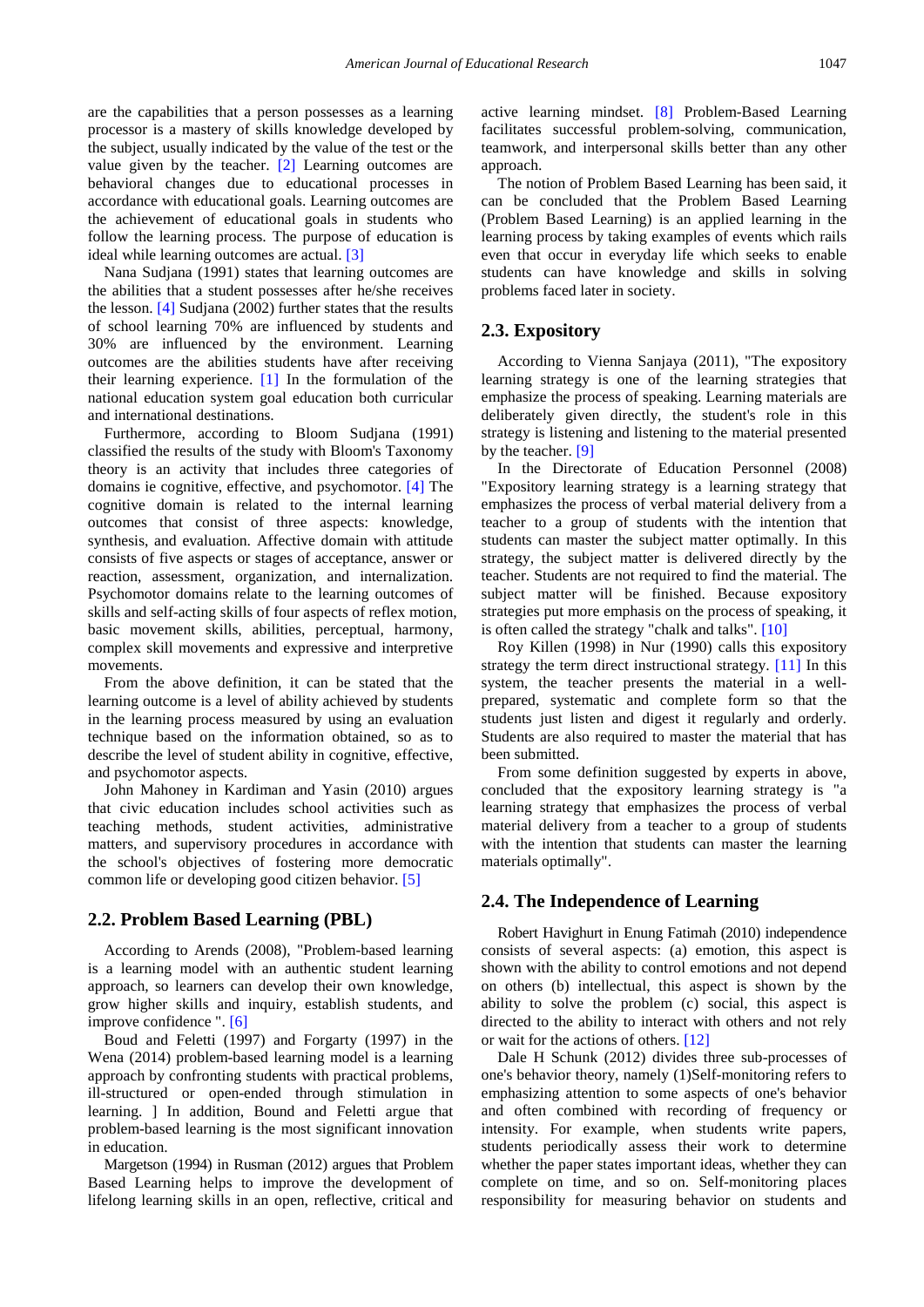are the capabilities that a person possesses as a learning processor is a mastery of skills knowledge developed by the subject, usually indicated by the value of the test or the value given by the teacher. [2] Learning outcomes are behavioral changes due to educational processes in accordance with educational goals. Learning outcomes are the achievement of educational goals in students who follow the learning process. The purpose of education is ideal while learning outcomes are actual. [3]

Nana Sudjana (1991) states that learning outcomes are the abilities that a student possesses after he/she receives the lesson. [4] Sudjana (2002) further states that the results of school learning 70% are influenced by students and 30% are influenced by the environment. Learning outcomes are the abilities students have after receiving their learning experience. [1] In the formulation of the national education system goal education both curricular and international destinations.

Furthermore, according to Bloom Sudjana (1991) classified the results of the study with Bloom's Taxonomy theory is an activity that includes three categories of domains ie cognitive, effective, and psychomotor. [4] The cognitive domain is related to the internal learning outcomes that consist of three aspects: knowledge, synthesis, and evaluation. Affective domain with attitude consists of five aspects or stages of acceptance, answer or reaction, assessment, organization, and internalization. Psychomotor domains relate to the learning outcomes of skills and self-acting skills of four aspects of reflex motion, basic movement skills, abilities, perceptual, harmony, complex skill movements and expressive and interpretive movements.

From the above definition, it can be stated that the learning outcome is a level of ability achieved by students in the learning process measured by using an evaluation technique based on the information obtained, so as to describe the level of student ability in cognitive, effective, and psychomotor aspects.

John Mahoney in Kardiman and Yasin (2010) argues that civic education includes school activities such as teaching methods, student activities, administrative matters, and supervisory procedures in accordance with the school's objectives of fostering more democratic common life or developing good citizen behavior. [5]

## 2.2. Problem Based Learning (PBL)

According to Arends (2008), "Problem-based learning is a learning model with an authentic student learning approach, so learners can develop their own knowledge, grow higher skills and inquiry, establish students, and improve confidence ". [6]

Boud and Feletti (1997) and Forgarty (1997) in the Wena (2014) problem-based learning model is a learning approach by confronting students with practical problems, ill-structured or open-ended through stimulation in learning. ] In addition, Bound and Feletti argue that problem-based learning is the most significant innovation in education.

Margetson (1994) in Rusman (2012) argues that Problem Based Learning helps to improve the development of lifelong learning skills in an open, reflective, critical and active learning mindset. [8] Problem-Based Learning facilitates successful problem-solving, communication, teamwork, and interpersonal skills better than any other approach.

The notion of Problem Based Learning has been said, it can be concluded that the Problem Based Learning (Problem Based Learning) is an applied learning in the learning process by taking examples of events which rails even that occur in everyday life which seeks to enable students can have knowledge and skills in solving problems faced later in society.

## 2.3. Expository

According to Vienna Sanjaya (2011), "The expository learning strategy is one of the learning strategies that emphasize the process of speaking. Learning materials are deliberately given directly, the student's role in this strategy is listening and listening to the material presented by the teacher. [9]

In the Directorate of Education Personnel (2008) "Expository learning strategy is a learning strategy that emphasizes the process of verbal material delivery from a teacher to a group of students with the intention that students can master the subject matter optimally. In this strategy, the subject matter is delivered directly by the teacher. Students are not required to find the material. The subject matter will be finished. Because expository strategies put more emphasis on the process of speaking, it is often called the strategy "chalk and talks". [10]

Roy Killen (1998) in Nur (1990) calls this expository strategy the term direct instructional strategy. [11] In this system, the teacher presents the material in a well-prepared, systematic and complete form so that the students just listen and digest it regularly and orderly. Students are also required to master the material that has been submitted.

From some definition suggested by experts in above, concluded that the expository learning strategy is "a learning strategy that emphasizes the process of verbal material delivery from a teacher to a group of students with the intention that students can master the learning materials optimally".

## 2.4. The Independence of Learning

Robert Havighurt in Enung Fatimah (2010) independence consists of several aspects: (a) emotion, this aspect is shown with the ability to control emotions and not depend on others (b) intellectual, this aspect is shown by the ability to solve the problem (c) social, this aspect is directed to the ability to interact with others and not rely or wait for the actions of others. [12]

Dale H Schunk (2012) divides three sub-processes of one's behavior theory, namely (1)Self-monitoring refers to emphasizing attention to some aspects of one's behavior and often combined with recording of frequency or intensity. For example, when students write papers, students periodically assess their work to determine whether the paper states important ideas, whether they can complete on time, and so on. Self-monitoring places responsibility for measuring behavior on students and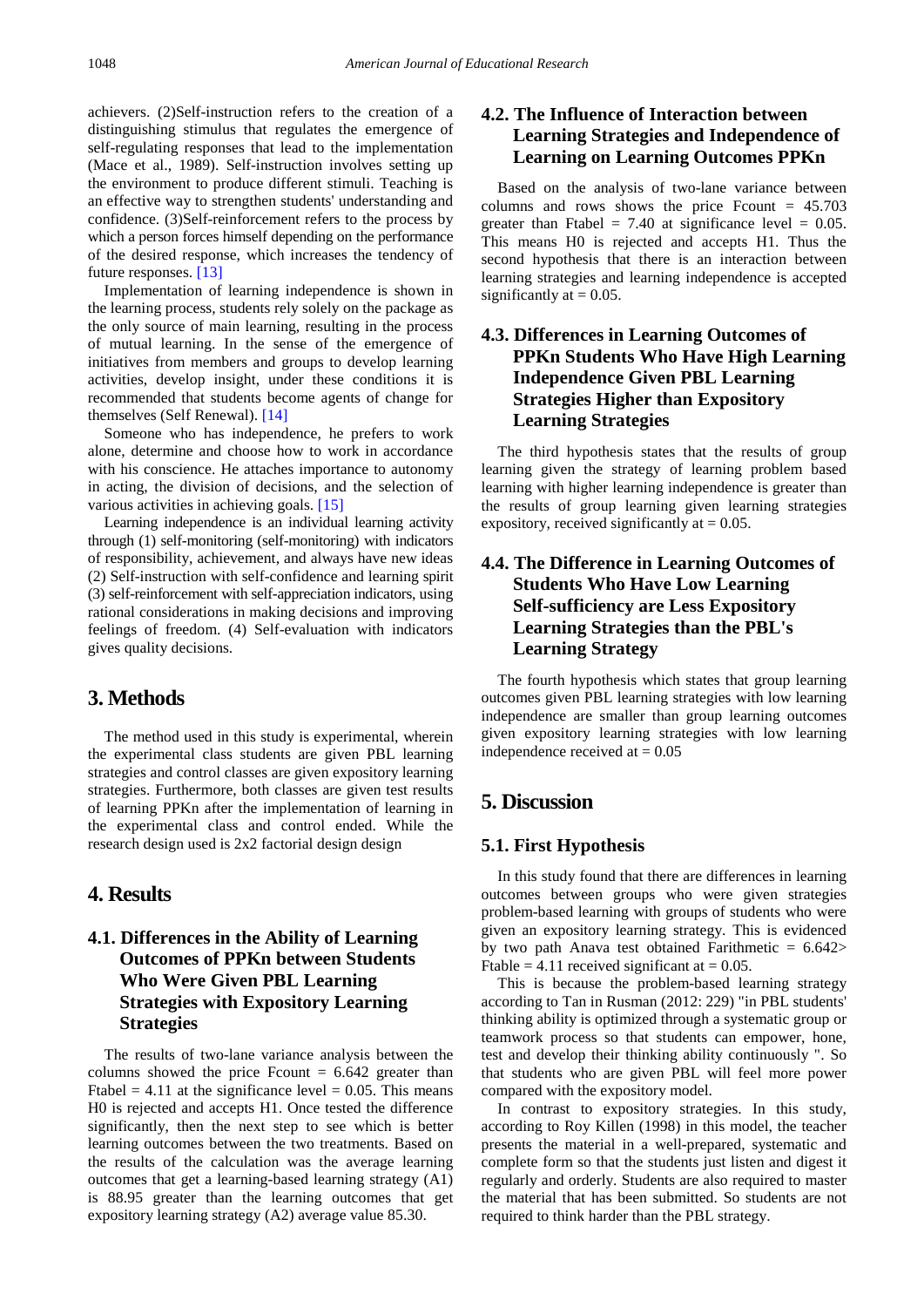achievers. (2)Self-instruction refers to the creation of a distinguishing stimulus that regulates the emergence of self-regulating responses that lead to the implementation (Mace et al., 1989). Self-instruction involves setting up the environment to produce different stimuli. Teaching is an effective way to strengthen students' understanding and confidence. (3)Self-reinforcement refers to the process by which a person forces himself depending on the performance of the desired response, which increases the tendency of future responses. [13]

Implementation of learning independence is shown in the learning process, students rely solely on the package as the only source of main learning, resulting in the process of mutual learning. In the sense of the emergence of initiatives from members and groups to develop learning activities, develop insight, under these conditions it is recommended that students become agents of change for themselves (Self Renewal). [14]

Someone who has independence, he prefers to work alone, determine and choose how to work in accordance with his conscience. He attaches importance to autonomy in acting, the division of decisions, and the selection of various activities in achieving goals. [15]

Learning independence is an individual learning activity through (1) self-monitoring (self-monitoring) with indicators of responsibility, achievement, and always have new ideas (2) Self-instruction with self-confidence and learning spirit (3) self-reinforcement with self-appreciation indicators, using rational considerations in making decisions and improving feelings of freedom. (4) Self-evaluation with indicators gives quality decisions.

# 3. Methods

The method used in this study is experimental, wherein the experimental class students are given PBL learning strategies and control classes are given expository learning strategies. Furthermore, both classes are given test results of learning PPKn after the implementation of learning in the experimental class and control ended. While the research design used is 2x2 factorial design design

# 4. Results

## 4.1. Differences in the Ability of Learning Outcomes of PPKn between Students Who Were Given PBL Learning Strategies with Expository Learning Strategies

The results of two-lane variance analysis between the columns showed the price Fcount = 6.642 greater than Ftabel = 4.11 at the significance level = 0.05. This means H0 is rejected and accepts H1. Once tested the difference significantly, then the next step to see which is better learning outcomes between the two treatments. Based on the results of the calculation was the average learning outcomes that get a learning-based learning strategy (A1) is 88.95 greater than the learning outcomes that get expository learning strategy (A2) average value 85.30.

## 4.2. The Influence of Interaction between Learning Strategies and Independence of Learning on Learning Outcomes PPKn

Based on the analysis of two-lane variance between columns and rows shows the price Fcount = 45.703 greater than Ftabel = 7.40 at significance level = 0.05. This means H0 is rejected and accepts H1. Thus the second hypothesis that there is an interaction between learning strategies and learning independence is accepted significantly at = 0.05.

## 4.3. Differences in Learning Outcomes of PPKn Students Who Have High Learning Independence Given PBL Learning Strategies Higher than Expository Learning Strategies

The third hypothesis states that the results of group learning given the strategy of learning problem based learning with higher learning independence is greater than the results of group learning given learning strategies expository, received significantly at = 0.05.

## 4.4. The Difference in Learning Outcomes of Students Who Have Low Learning Self-sufficiency are Less Expository Learning Strategies than the PBL's Learning Strategy

The fourth hypothesis which states that group learning outcomes given PBL learning strategies with low learning independence are smaller than group learning outcomes given expository learning strategies with low learning independence received at = 0.05

# 5. Discussion

## 5.1. First Hypothesis

In this study found that there are differences in learning outcomes between groups who were given strategies problem-based learning with groups of students who were given an expository learning strategy. This is evidenced by two path Anava test obtained Farithmetic = 6.642> Ftable = 4.11 received significant at = 0.05.

This is because the problem-based learning strategy according to Tan in Rusman (2012: 229) "in PBL students' thinking ability is optimized through a systematic group or teamwork process so that students can empower, hone, test and develop their thinking ability continuously ". So that students who are given PBL will feel more power compared with the expository model.

In contrast to expository strategies. In this study, according to Roy Killen (1998) in this model, the teacher presents the material in a well-prepared, systematic and complete form so that the students just listen and digest it regularly and orderly. Students are also required to master the material that has been submitted. So students are not required to think harder than the PBL strategy.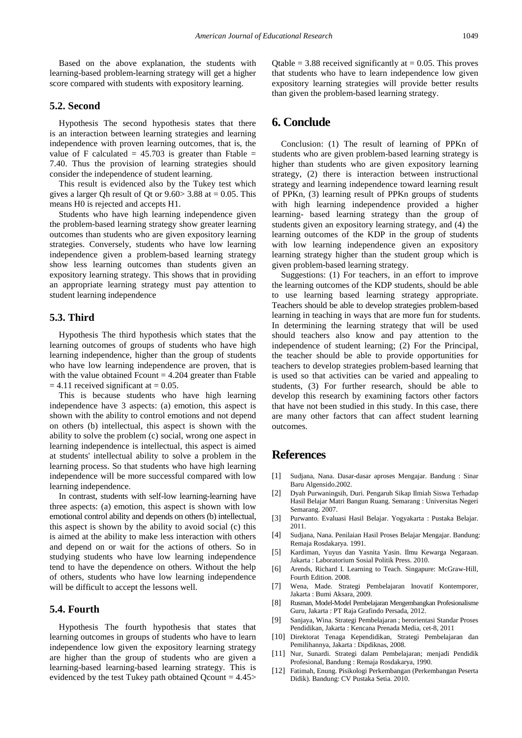Based on the above explanation, the students with learning-based problem-learning strategy will get a higher score compared with students with expository learning.

### 5.2. Second

Hypothesis The second hypothesis states that there is an interaction between learning strategies and learning independence with proven learning outcomes, that is, the value of F calculated = 45.703 is greater than Ftable = 7.40. Thus the provision of learning strategies should consider the independence of student learning.

This result is evidenced also by the Tukey test which gives a larger Qh result of Qt or 9.60> 3.88 at = 0.05. This means H0 is rejected and accepts H1.

Students who have high learning independence given the problem-based learning strategy show greater learning outcomes than students who are given expository learning strategies. Conversely, students who have low learning independence given a problem-based learning strategy show less learning outcomes than students given an expository learning strategy. This shows that in providing an appropriate learning strategy must pay attention to student learning independence

### 5.3. Third

Hypothesis The third hypothesis which states that the learning outcomes of groups of students who have high learning independence, higher than the group of students who have low learning independence are proven, that is with the value obtained Fcount = 4.204 greater than Ftable = 4.11 received significant at = 0.05.

This is because students who have high learning independence have 3 aspects: (a) emotion, this aspect is shown with the ability to control emotions and not depend on others (b) intellectual, this aspect is shown with the ability to solve the problem (c) social, wrong one aspect in learning independence is intellectual, this aspect is aimed at students' intellectual ability to solve a problem in the learning process. So that students who have high learning independence will be more successful compared with low learning independence.

In contrast, students with self-low learning-learning have three aspects: (a) emotion, this aspect is shown with low emotional control ability and depends on others (b) intellectual, this aspect is shown by the ability to avoid social (c) this is aimed at the ability to make less interaction with others and depend on or wait for the actions of others. So in studying students who have low learning independence tend to have the dependence on others. Without the help of others, students who have low learning independence will be difficult to accept the lessons well.

### 5.4. Fourth

Hypothesis The fourth hypothesis that states that learning outcomes in groups of students who have to learn independence low given the expository learning strategy are higher than the group of students who are given a learning-based learning-based learning strategy. This is evidenced by the test Tukey path obtained Qcount = 4.45> Qtable = 3.88 received significantly at = 0.05. This proves that students who have to learn independence low given expository learning strategies will provide better results than given the problem-based learning strategy.

## 6. Conclude

Conclusion: (1) The result of learning of PPKn of students who are given problem-based learning strategy is higher than students who are given expository learning strategy, (2) there is interaction between instructional strategy and learning independence toward learning result of PPKn, (3) learning result of PPKn groups of students with high learning independence provided a higher learning- based learning strategy than the group of students given an expository learning strategy, and (4) the learning outcomes of the KDP in the group of students with low learning independence given an expository learning strategy higher than the student group which is given problem-based learning strategy.

Suggestions: (1) For teachers, in an effort to improve the learning outcomes of the KDP students, should be able to use learning based learning strategy appropriate. Teachers should be able to develop strategies problem-based learning in teaching in ways that are more fun for students. In determining the learning strategy that will be used should teachers also know and pay attention to the independence of student learning; (2) For the Principal, the teacher should be able to provide opportunities for teachers to develop strategies problem-based learning that is used so that activities can be varied and appealing to students, (3) For further research, should be able to develop this research by examining factors other factors that have not been studied in this study. In this case, there are many other factors that can affect student learning outcomes.

## References

[1] Sudjana, Nana. Dasar-dasar aproses Mengajar. Bandung : Sinar Baru Algensido.2002.

[2] Dyah Purwaningsih, Duri. Pengaruh Sikap Ilmiah Siswa Terhadap Hasil Belajar Matri Bangun Ruang. Semarang : Universitas Negeri Semarang. 2007.

[3] Purwanto. Evaluasi Hasil Belajar. Yogyakarta : Pustaka Belajar. 2011.

[4] Sudjana, Nana. Penilaian Hasil Proses Belajar Mengajar. Bandung: Remaja Rosdakarya. 1991.

[5] Kardiman, Yuyus dan Yasnita Yasin. Ilmu Kewarga Negaraan. Jakarta : Laboratorium Sosial Politik Press. 2010.

[6] Arends, Richard I. Learning to Teach. Singapure: McGraw-Hill, Fourth Edition. 2008.

[7] Wena, Made. Strategi Pembelajaran Inovatif Kontemporer, Jakarta : Bumi Aksara, 2009.

[8] Rusman, Model-Model Pembelajaran Mengembangkan Profesionalisme Guru, Jakarta : PT Raja Grafindo Persada, 2012.

[9] Sanjaya, Wina. Strategi Pembelajaran ; berorientasi Standar Proses Pendidikan, Jakarta : Kencana Prenada Media, cet-8, 2011

[10] Direktorat Tenaga Kependidikan, Strategi Pembelajaran dan Pemilihannya, Jakarta : Dipdiknas, 2008.

[11] Nur, Sunardi. Strategi dalam Pembelajaran; menjadi Pendidik Profesional, Bandung : Remaja Rosdakarya, 1990.

[12] Fatimah, Enung. Pisikologi Perkembangan (Perkembangan Peserta Didik). Bandung: CV Pustaka Setia. 2010.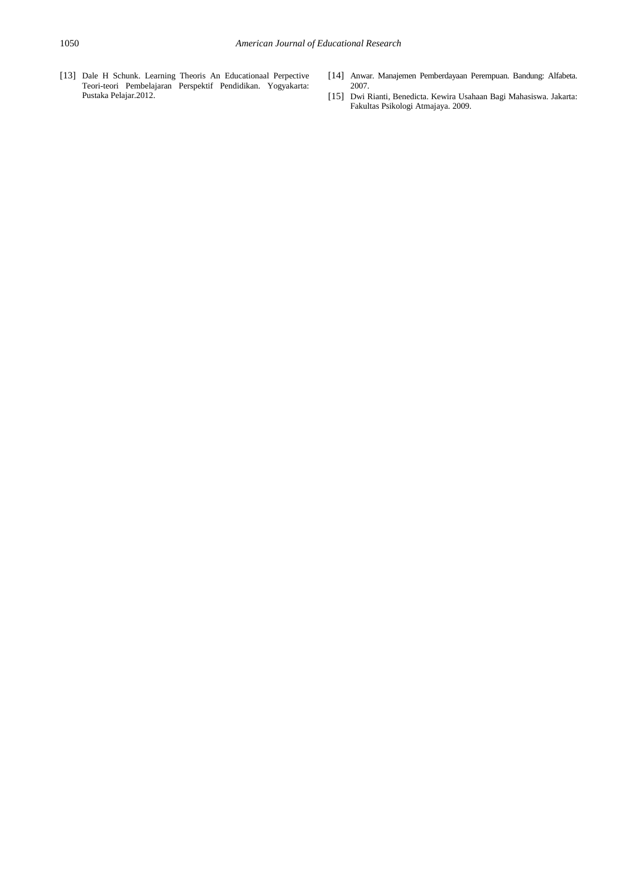[13] Dale H Schunk. Learning Theoris An Educationaal Perpective Teori-teori Pembelajaran Perspektif Pendidikan. Yogyakarta: Pustaka Pelajar.2012.

[14] Anwar. Manajemen Pemberdayaan Perempuan. Bandung: Alfabeta. 2007.

[15] Dwi Rianti, Benedicta. Kewira Usahaan Bagi Mahasiswa. Jakarta: Fakultas Psikologi Atmajaya. 2009.